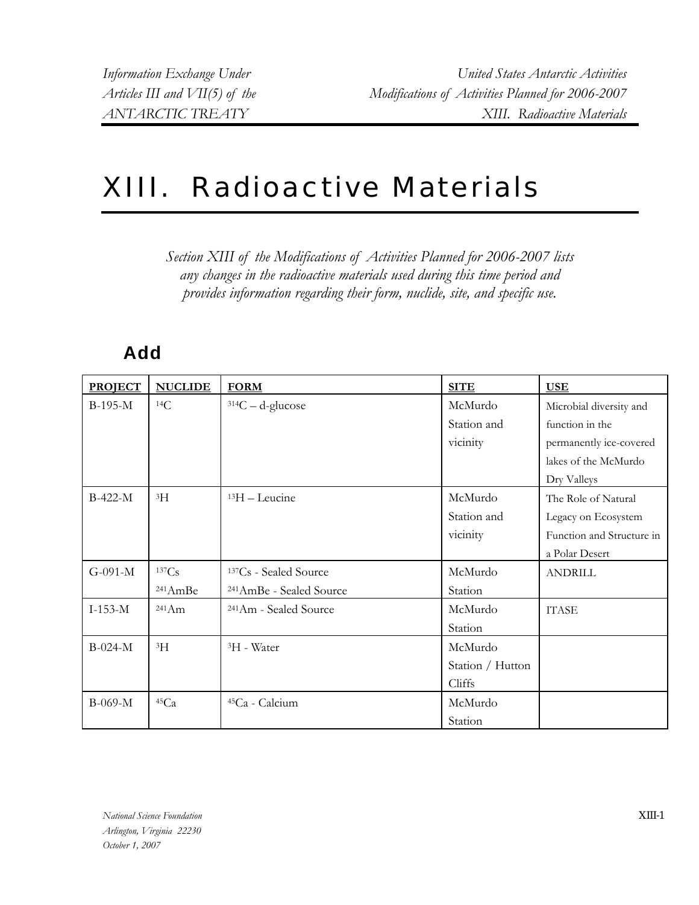# XIII. Radioactive Materials

*Section XIII of the Modifications of Activities Planned for 2006-2007 lists any changes in the radioactive materials used during this time period and provides information regarding their form, nuclide, site, and specific use.*

## Add

| PROJECT | NUCLIDE | FORM | SITE | USE |
|---|---|---|---|---|
| B-195-M | $^{14}C$ | $^{314}C$ – d-glucose | McMurdo Station and vicinity | Microbial diversity and function in the permanently ice-covered lakes of the McMurdo Dry Valleys |
| B-422-M | $^{3}H$ | $^{13}H$ – Leucine | McMurdo Station and vicinity | The Role of Natural Legacy on Ecosystem Function and Structure in a Polar Desert |
| G-091-M | $^{137}Cs$ $^{241}AmBe$ | $^{137}Cs$ - Sealed Source $^{241}AmBe$ - Sealed Source | McMurdo Station | ANDRILL |
| I-153-M | $^{241}Am$ | $^{241}Am$ - Sealed Source | McMurdo Station | ITASE |
| B-024-M | $^{3}H$ | $^{3}H$ - Water | McMurdo Station / Hutton Cliffs | |
| B-069-M | $^{45}Ca$ | $^{45}Ca$ - Calcium | McMurdo Station | |

*National Science Foundation*
*Arlington, Virginia 22230*
*October 1, 2007*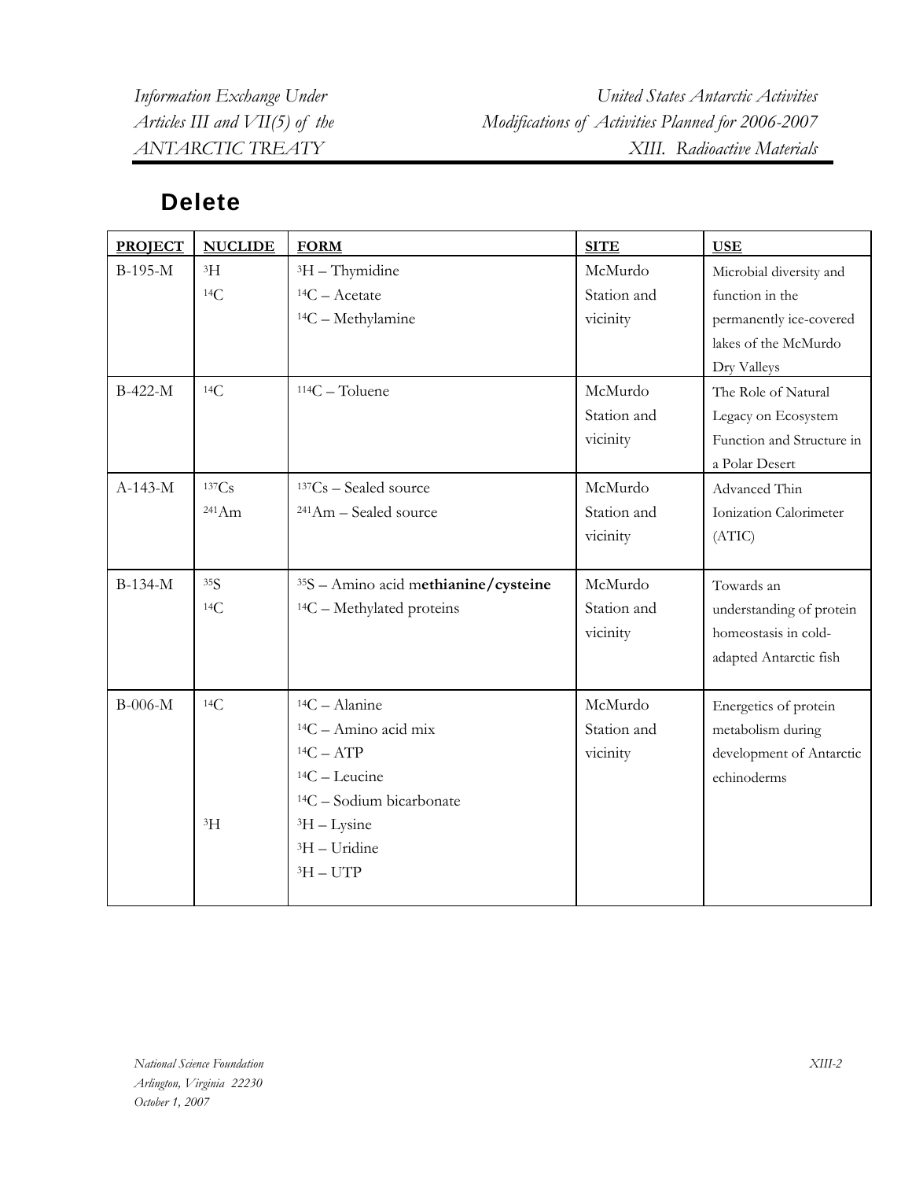## Delete

| PROJECT | NUCLIDE | FORM | SITE | USE |
|---|---|---|---|---|
| B-195-M | $^{3}H$ $^{14}C$ | $^{3}H$ – Thymidine<br>$^{14}C$ – Acetate<br>$^{14}C$ – Methylamine | McMurdo Station and vicinity | Microbial diversity and function in the permanently ice-covered lakes of the McMurdo Dry Valleys |
| B-422-M | $^{14}C$ | $^{114}C$ – Toluene | McMurdo Station and vicinity | The Role of Natural Legacy on Ecosystem Function and Structure in a Polar Desert |
| A-143-M | $^{137}Cs$ $^{241}Am$ | $^{137}Cs$ – Sealed source<br>$^{241}Am$ – Sealed source | McMurdo Station and vicinity | Advanced Thin Ionization Calorimeter (ATIC) |
| B-134-M | $^{35}S$ $^{14}C$ | $^{35}S$ – Amino acid m**ethianine/cysteine**<br>$^{14}C$ – Methylated proteins | McMurdo Station and vicinity | Towards an understanding of protein homeostasis in cold-adapted Antarctic fish |
| B-006-M | $^{14}C$<br><br><br><br><br>$^{3}H$ | $^{14}C$ – Alanine<br>$^{14}C$ – Amino acid mix<br>$^{14}C$ – ATP<br>$^{14}C$ – Leucine<br>$^{14}C$ – Sodium bicarbonate<br>$^{3}H$ – Lysine<br>$^{3}H$ – Uridine<br>$^{3}H$ – UTP | McMurdo Station and vicinity | Energetics of protein metabolism during development of Antarctic echinoderms |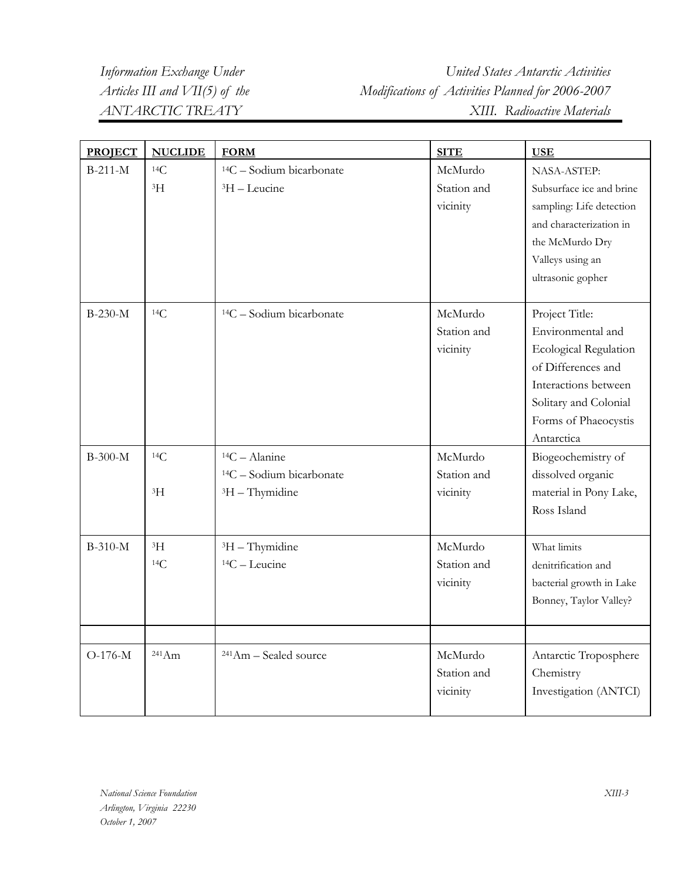| **PROJECT** | **NUCLIDE** | **FORM** | **SITE** | **USE** |
|---|---|---|---|---|
| B-211-M | $^{14}C$ <br> $^{3}H$ | $^{14}C$ – Sodium bicarbonate <br> $^{3}H$ – Leucine | McMurdo Station and vicinity | NASA-ASTEP: Subsurface ice and brine sampling: Life detection and characterization in the McMurdo Dry Valleys using an ultrasonic gopher |
| B-230-M | $^{14}C$ | $^{14}C$ – Sodium bicarbonate | McMurdo Station and vicinity | Project Title: Environmental and Ecological Regulation of Differences and Interactions between Solitary and Colonial Forms of Phaeocystis Antarctica |
| B-300-M | $^{14}C$ <br> $^{3}H$ | $^{14}C$ – Alanine <br> $^{14}C$ – Sodium bicarbonate <br> $^{3}H$ – Thymidine | McMurdo Station and vicinity | Biogeochemistry of dissolved organic material in Pony Lake, Ross Island |
| B-310-M | $^{3}H$ <br> $^{14}C$ | $^{3}H$ – Thymidine <br> $^{14}C$ – Leucine | McMurdo Station and vicinity | What limits denitrification and bacterial growth in Lake Bonney, Taylor Valley? |
| | | | | |
| O-176-M | $^{241}Am$ | $^{241}Am$ – Sealed source | McMurdo Station and vicinity | Antarctic Troposphere Chemistry Investigation (ANTCI) |